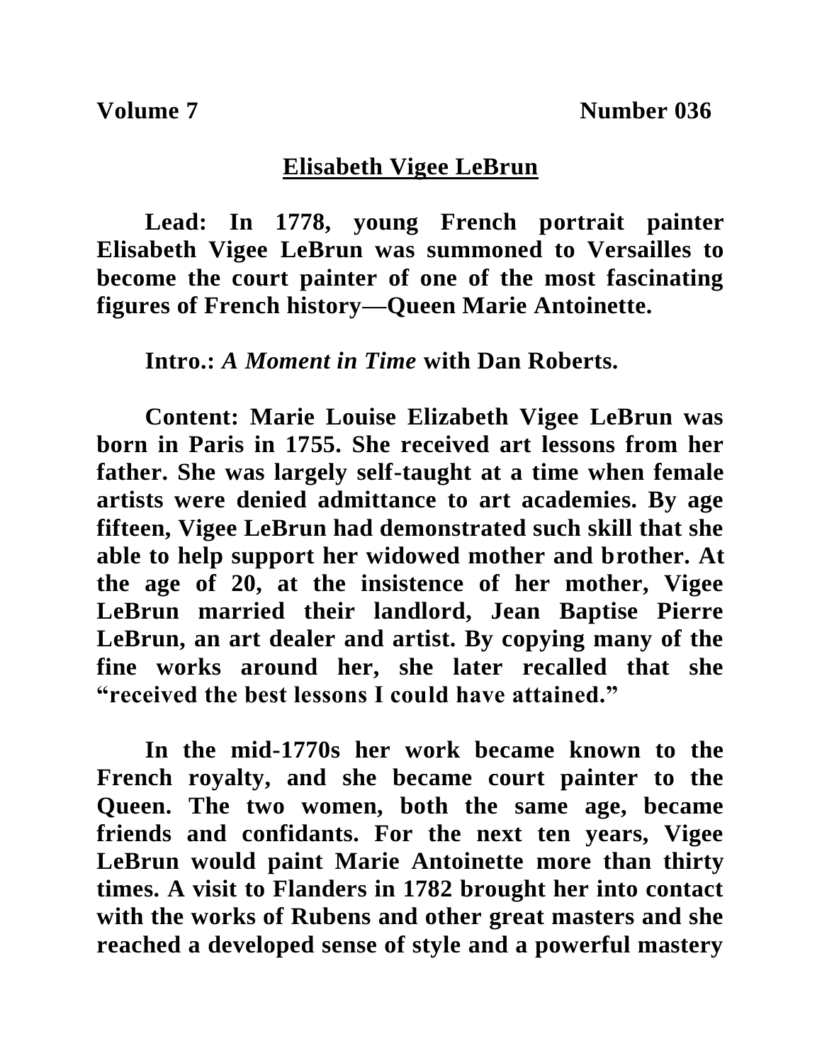**Volume 7** **Number 036**

# Elisabeth Vigee LeBrun

**Lead: In 1778, young French portrait painter Elisabeth Vigee LeBrun was summoned to Versailles to become the court painter of one of the most fascinating figures of French history—Queen Marie Antoinette.**

**Intro.:** ***A Moment in Time*** **with Dan Roberts.**

**Content: Marie Louise Elizabeth Vigee LeBrun was born in Paris in 1755. She received art lessons from her father. She was largely self-taught at a time when female artists were denied admittance to art academies. By age fifteen, Vigee LeBrun had demonstrated such skill that she able to help support her widowed mother and brother. At the age of 20, at the insistence of her mother, Vigee LeBrun married their landlord, Jean Baptise Pierre LeBrun, an art dealer and artist. By copying many of the fine works around her, she later recalled that she "received the best lessons I could have attained."**

**In the mid-1770s her work became known to the French royalty, and she became court painter to the Queen. The two women, both the same age, became friends and confidants. For the next ten years, Vigee LeBrun would paint Marie Antoinette more than thirty times. A visit to Flanders in 1782 brought her into contact with the works of Rubens and other great masters and she reached a developed sense of style and a powerful mastery**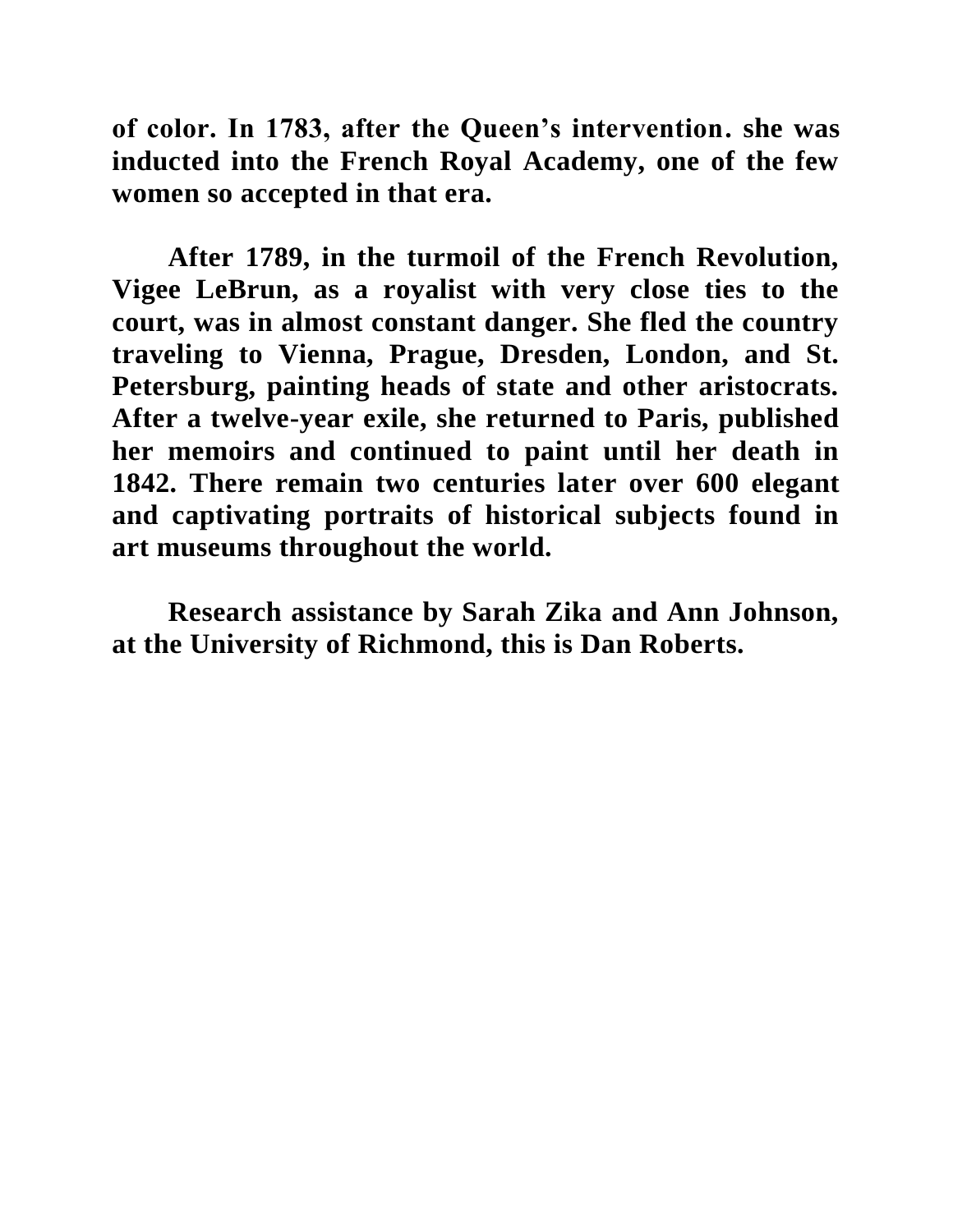**of color. In 1783, after the Queen's intervention. she was inducted into the French Royal Academy, one of the few women so accepted in that era.**

**After 1789, in the turmoil of the French Revolution, Vigee LeBrun, as a royalist with very close ties to the court, was in almost constant danger. She fled the country traveling to Vienna, Prague, Dresden, London, and St. Petersburg, painting heads of state and other aristocrats. After a twelve-year exile, she returned to Paris, published her memoirs and continued to paint until her death in 1842. There remain two centuries later over 600 elegant and captivating portraits of historical subjects found in art museums throughout the world.**

**Research assistance by Sarah Zika and Ann Johnson, at the University of Richmond, this is Dan Roberts.**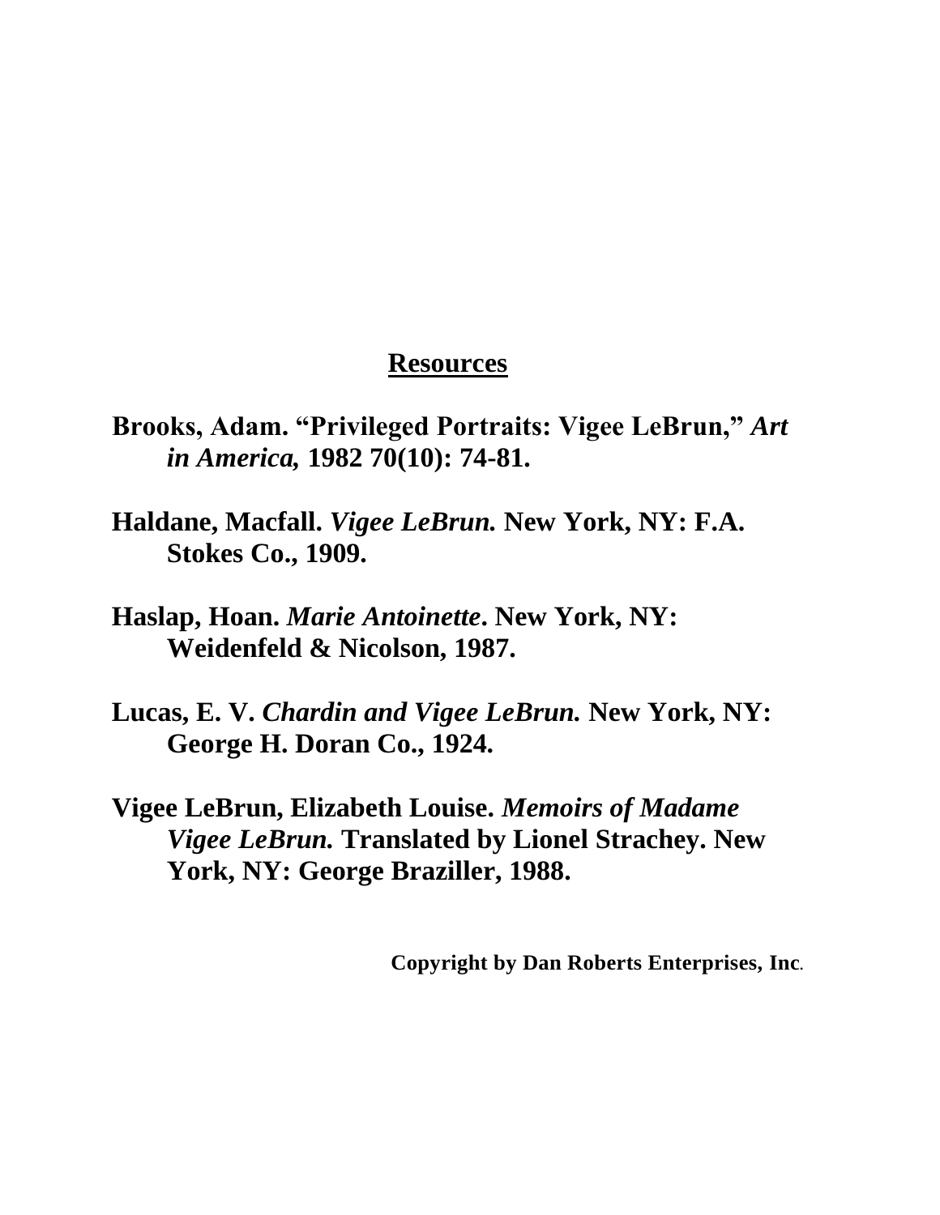## Resources

**Brooks, Adam. "Privileged Portraits: Vigee LeBrun,"** ***Art in America,*** **1982 70(10): 74-81.**

**Haldane, Macfall.** ***Vigee LeBrun.*** **New York, NY: F.A. Stokes Co., 1909.**

**Haslap, Hoan.** ***Marie Antoinette*****. New York, NY: Weidenfeld & Nicolson, 1987.**

**Lucas, E. V.** ***Chardin and Vigee LeBrun.*** **New York, NY: George H. Doran Co., 1924.**

**Vigee LeBrun, Elizabeth Louise.** ***Memoirs of Madame Vigee LeBrun.*** **Translated by Lionel Strachey. New York, NY: George Braziller, 1988.**

**Copyright by Dan Roberts Enterprises, Inc.**